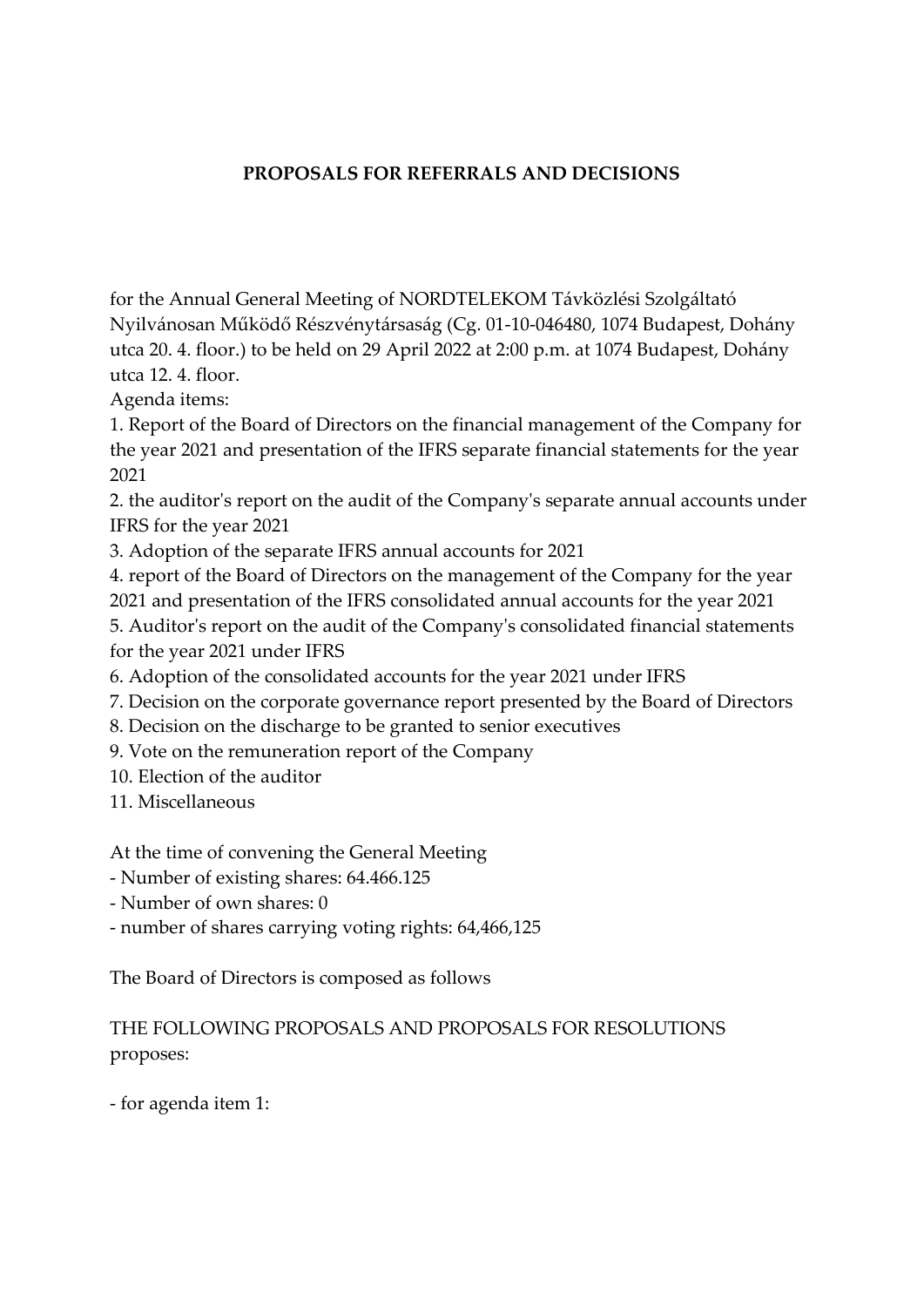**PROPOSALS FOR REFERRALS AND DECISIONS**

for the Annual General Meeting of NORDTELEKOM Távközlési Szolgáltató Nyilvánosan Működő Részvénytársaság (Cg. 01-10-046480, 1074 Budapest, Dohány utca 20. 4. floor.) to be held on 29 April 2022 at 2:00 p.m. at 1074 Budapest, Dohány utca 12. 4. floor.

Agenda items:

1. Report of the Board of Directors on the financial management of the Company for the year 2021 and presentation of the IFRS separate financial statements for the year 2021
2. the auditor's report on the audit of the Company's separate annual accounts under IFRS for the year 2021
3. Adoption of the separate IFRS annual accounts for 2021
4. report of the Board of Directors on the management of the Company for the year 2021 and presentation of the IFRS consolidated annual accounts for the year 2021
5. Auditor's report on the audit of the Company's consolidated financial statements for the year 2021 under IFRS
6. Adoption of the consolidated accounts for the year 2021 under IFRS
7. Decision on the corporate governance report presented by the Board of Directors
8. Decision on the discharge to be granted to senior executives
9. Vote on the remuneration report of the Company
10. Election of the auditor
11. Miscellaneous

At the time of convening the General Meeting

- Number of existing shares: 64.466.125
- Number of own shares: 0
- number of shares carrying voting rights: 64,466,125

The Board of Directors is composed as follows

THE FOLLOWING PROPOSALS AND PROPOSALS FOR RESOLUTIONS proposes:

- for agenda item 1: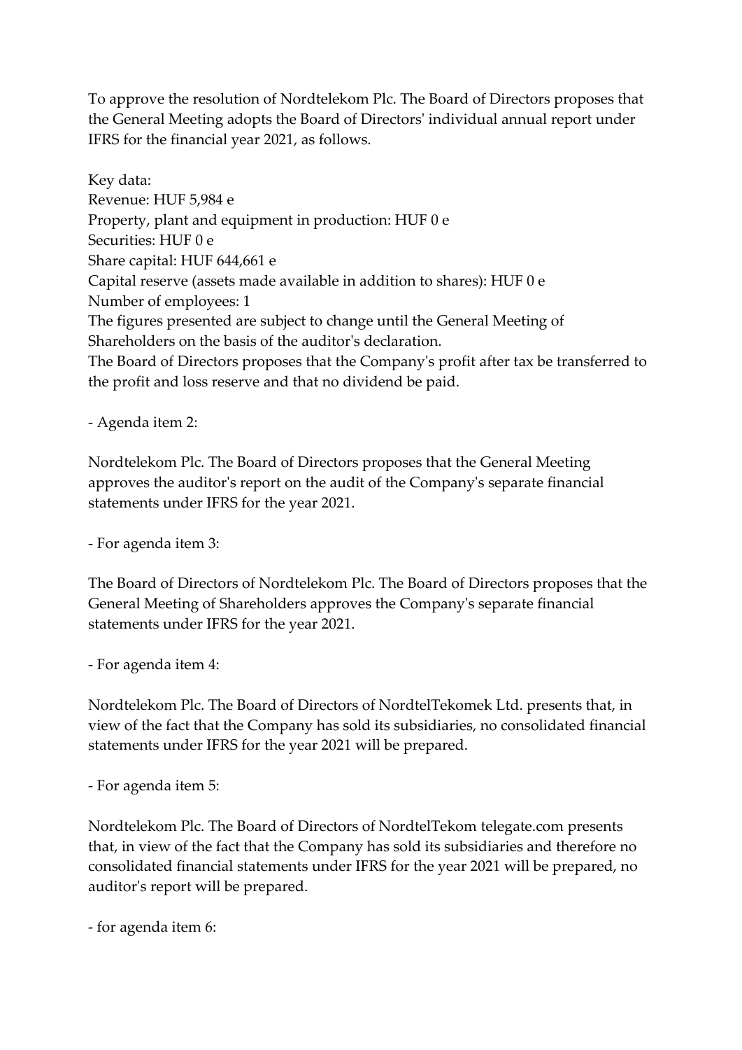To approve the resolution of Nordtelekom Plc. The Board of Directors proposes that the General Meeting adopts the Board of Directors' individual annual report under IFRS for the financial year 2021, as follows.

Key data:
Revenue: HUF 5,984 e
Property, plant and equipment in production: HUF 0 e
Securities: HUF 0 e
Share capital: HUF 644,661 e
Capital reserve (assets made available in addition to shares): HUF 0 e
Number of employees: 1
The figures presented are subject to change until the General Meeting of Shareholders on the basis of the auditor's declaration.
The Board of Directors proposes that the Company's profit after tax be transferred to the profit and loss reserve and that no dividend be paid.

- Agenda item 2:

Nordtelekom Plc. The Board of Directors proposes that the General Meeting approves the auditor's report on the audit of the Company's separate financial statements under IFRS for the year 2021.

- For agenda item 3:

The Board of Directors of Nordtelekom Plc. The Board of Directors proposes that the General Meeting of Shareholders approves the Company's separate financial statements under IFRS for the year 2021.

- For agenda item 4:

Nordtelekom Plc. The Board of Directors of NordtelTekomek Ltd. presents that, in view of the fact that the Company has sold its subsidiaries, no consolidated financial statements under IFRS for the year 2021 will be prepared.

- For agenda item 5:

Nordtelekom Plc. The Board of Directors of NordtelTekom telegate.com presents that, in view of the fact that the Company has sold its subsidiaries and therefore no consolidated financial statements under IFRS for the year 2021 will be prepared, no auditor's report will be prepared.

- for agenda item 6: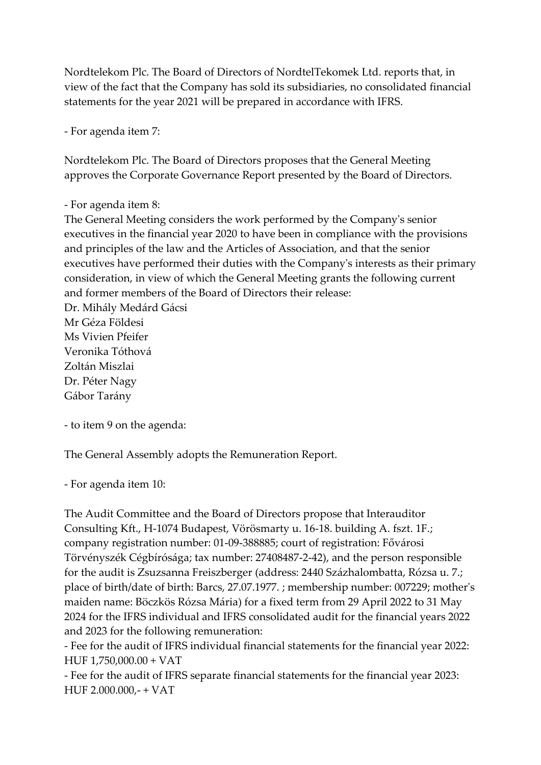Nordtelekom Plc. The Board of Directors of NordtelTekomek Ltd. reports that, in view of the fact that the Company has sold its subsidiaries, no consolidated financial statements for the year 2021 will be prepared in accordance with IFRS.

- For agenda item 7:

Nordtelekom Plc. The Board of Directors proposes that the General Meeting approves the Corporate Governance Report presented by the Board of Directors.

- For agenda item 8:

The General Meeting considers the work performed by the Company's senior executives in the financial year 2020 to have been in compliance with the provisions and principles of the law and the Articles of Association, and that the senior executives have performed their duties with the Company's interests as their primary consideration, in view of which the General Meeting grants the following current and former members of the Board of Directors their release:
Dr. Mihály Medárd Gácsi
Mr Géza Földesi
Ms Vivien Pfeifer
Veronika Tóthová
Zoltán Miszlai
Dr. Péter Nagy
Gábor Tarány

- to item 9 on the agenda:

The General Assembly adopts the Remuneration Report.

- For agenda item 10:

The Audit Committee and the Board of Directors propose that Interauditor Consulting Kft., H-1074 Budapest, Vörösmarty u. 16-18. building A. fszt. 1F.; company registration number: 01-09-388885; court of registration: Fővárosi Törvényszék Cégbírósága; tax number: 27408487-2-42), and the person responsible for the audit is Zsuzsanna Freiszberger (address: 2440 Százhalombatta, Rózsa u. 7.; place of birth/date of birth: Barcs, 27.07.1977. ; membership number: 007229; mother's maiden name: Böczkös Rózsa Mária) for a fixed term from 29 April 2022 to 31 May 2024 for the IFRS individual and IFRS consolidated audit for the financial years 2022 and 2023 for the following remuneration:
- Fee for the audit of IFRS individual financial statements for the financial year 2022: HUF 1,750,000.00 + VAT
- Fee for the audit of IFRS separate financial statements for the financial year 2023: HUF 2.000.000,- + VAT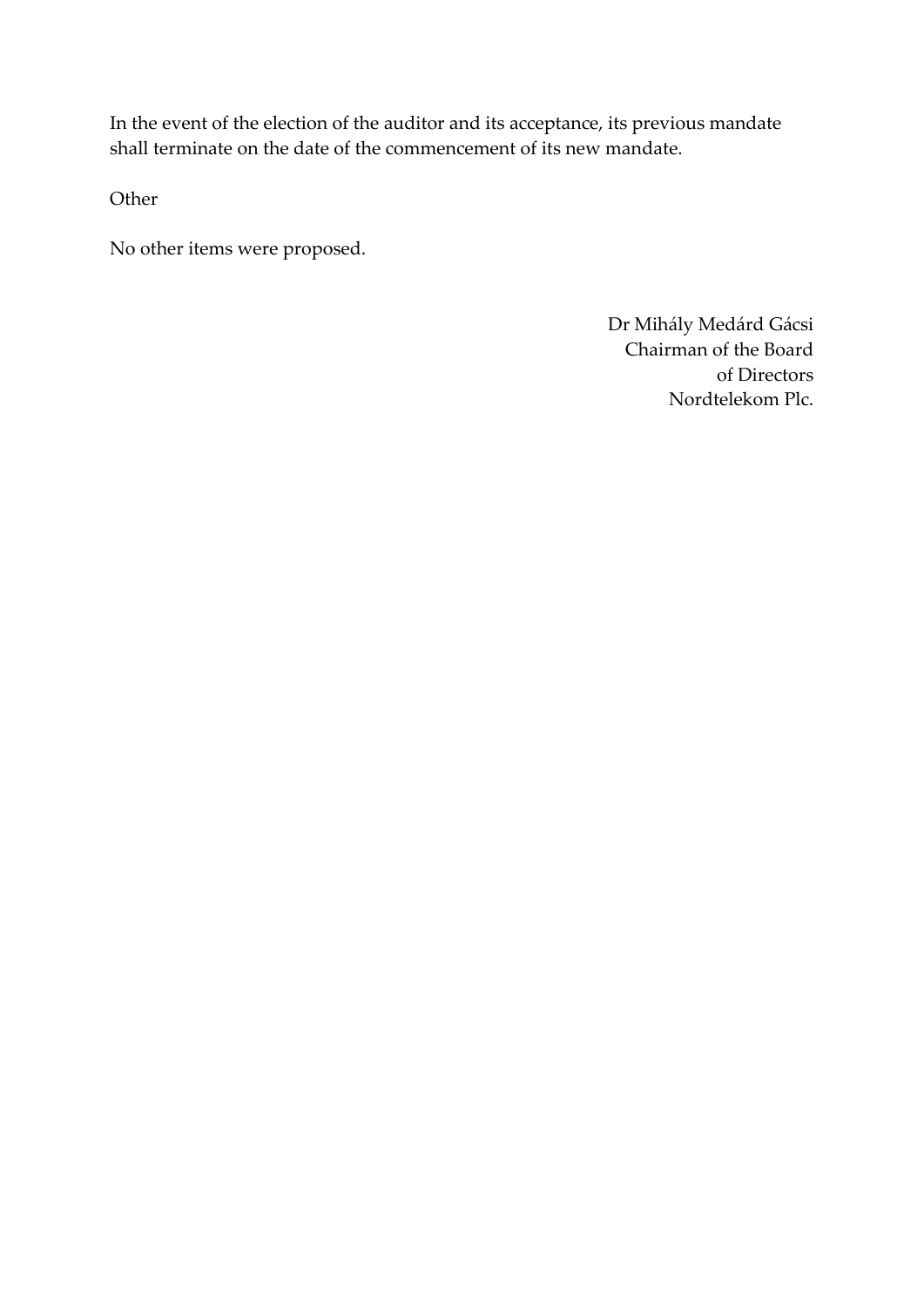In the event of the election of the auditor and its acceptance, its previous mandate shall terminate on the date of the commencement of its new mandate.

Other

No other items were proposed.

Dr Mihály Medárd Gácsi
Chairman of the Board
of Directors
Nordtelekom Plc.